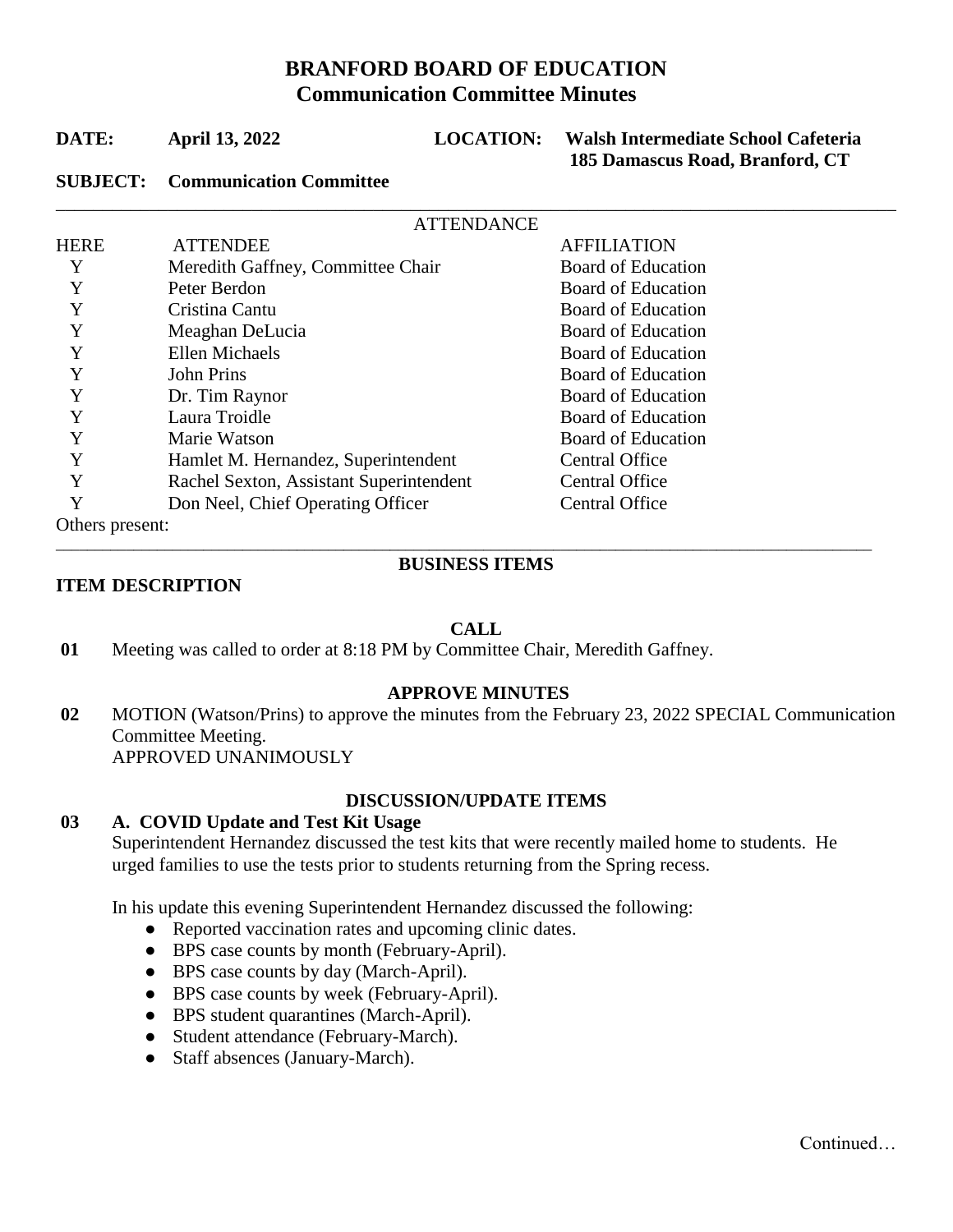# BRANFORD BOARD OF EDUCATION
## Communication Committee Minutes

**DATE:** **April 13, 2022** **LOCATION:** **Walsh Intermediate School Cafeteria**
**185 Damascus Road, Branford, CT**

**SUBJECT:** **Communication Committee**

ATTENDANCE

| HERE | ATTENDEE | AFFILIATION |
|---|---|---|
| Y | Meredith Gaffney, Committee Chair | Board of Education |
| Y | Peter Berdon | Board of Education |
| Y | Cristina Cantu | Board of Education |
| Y | Meaghan DeLucia | Board of Education |
| Y | Ellen Michaels | Board of Education |
| Y | John Prins | Board of Education |
| Y | Dr. Tim Raynor | Board of Education |
| Y | Laura Troidle | Board of Education |
| Y | Marie Watson | Board of Education |
| Y | Hamlet M. Hernandez, Superintendent | Central Office |
| Y | Rachel Sexton, Assistant Superintendent | Central Office |
| Y | Don Neel, Chief Operating Officer | Central Office |

Others present:

**BUSINESS ITEMS**

**ITEM DESCRIPTION**

**CALL**

**01** Meeting was called to order at 8:18 PM by Committee Chair, Meredith Gaffney.

**APPROVE MINUTES**

**02** MOTION (Watson/Prins) to approve the minutes from the February 23, 2022 SPECIAL Communication Committee Meeting.
APPROVED UNANIMOUSLY

**DISCUSSION/UPDATE ITEMS**

**03** **A. COVID Update and Test Kit Usage**

Superintendent Hernandez discussed the test kits that were recently mailed home to students. He urged families to use the tests prior to students returning from the Spring recess.

In his update this evening Superintendent Hernandez discussed the following:

- Reported vaccination rates and upcoming clinic dates.
- BPS case counts by month (February-April).
- BPS case counts by day (March-April).
- BPS case counts by week (February-April).
- BPS student quarantines (March-April).
- Student attendance (February-March).
- Staff absences (January-March).

Continued…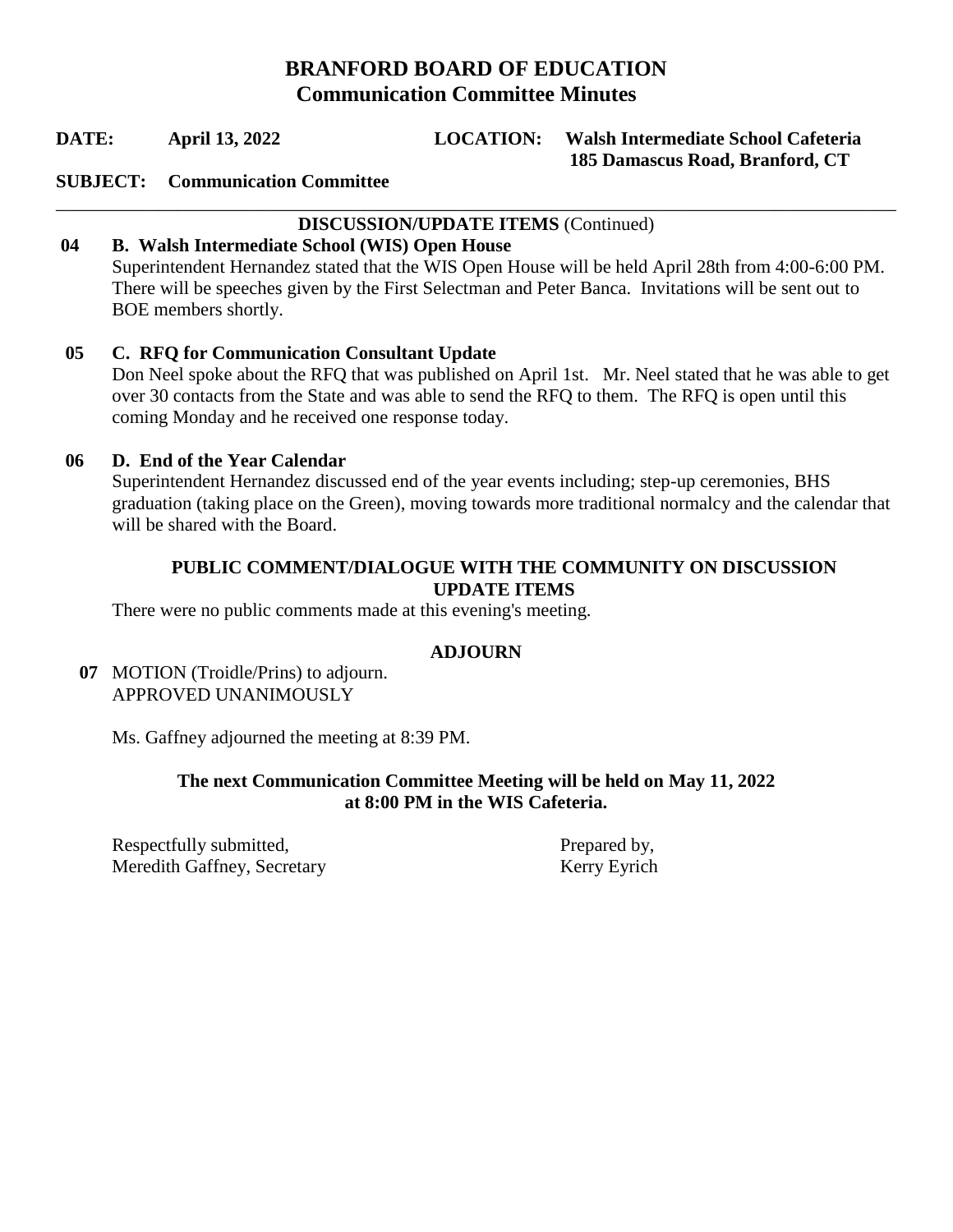# BRANFORD BOARD OF EDUCATION
## Communication Committee Minutes

**DATE:** **April 13, 2022** **LOCATION:** **Walsh Intermediate School Cafeteria**
**185 Damascus Road, Branford, CT**

**SUBJECT:** **Communication Committee**

---

**DISCUSSION/UPDATE ITEMS** (Continued)

**04** **B. Walsh Intermediate School (WIS) Open House**
Superintendent Hernandez stated that the WIS Open House will be held April 28th from 4:00-6:00 PM. There will be speeches given by the First Selectman and Peter Banca. Invitations will be sent out to BOE members shortly.

**05** **C. RFQ for Communication Consultant Update**
Don Neel spoke about the RFQ that was published on April 1st. Mr. Neel stated that he was able to get over 30 contacts from the State and was able to send the RFQ to them. The RFQ is open until this coming Monday and he received one response today.

**06** **D. End of the Year Calendar**
Superintendent Hernandez discussed end of the year events including; step-up ceremonies, BHS graduation (taking place on the Green), moving towards more traditional normalcy and the calendar that will be shared with the Board.

**PUBLIC COMMENT/DIALOGUE WITH THE COMMUNITY ON DISCUSSION UPDATE ITEMS**

There were no public comments made at this evening's meeting.

**ADJOURN**

**07** MOTION (Troidle/Prins) to adjourn.
APPROVED UNANIMOUSLY

Ms. Gaffney adjourned the meeting at 8:39 PM.

**The next Communication Committee Meeting will be held on May 11, 2022 at 8:00 PM in the WIS Cafeteria.**

Respectfully submitted,
Meredith Gaffney, Secretary

Prepared by,
Kerry Eyrich